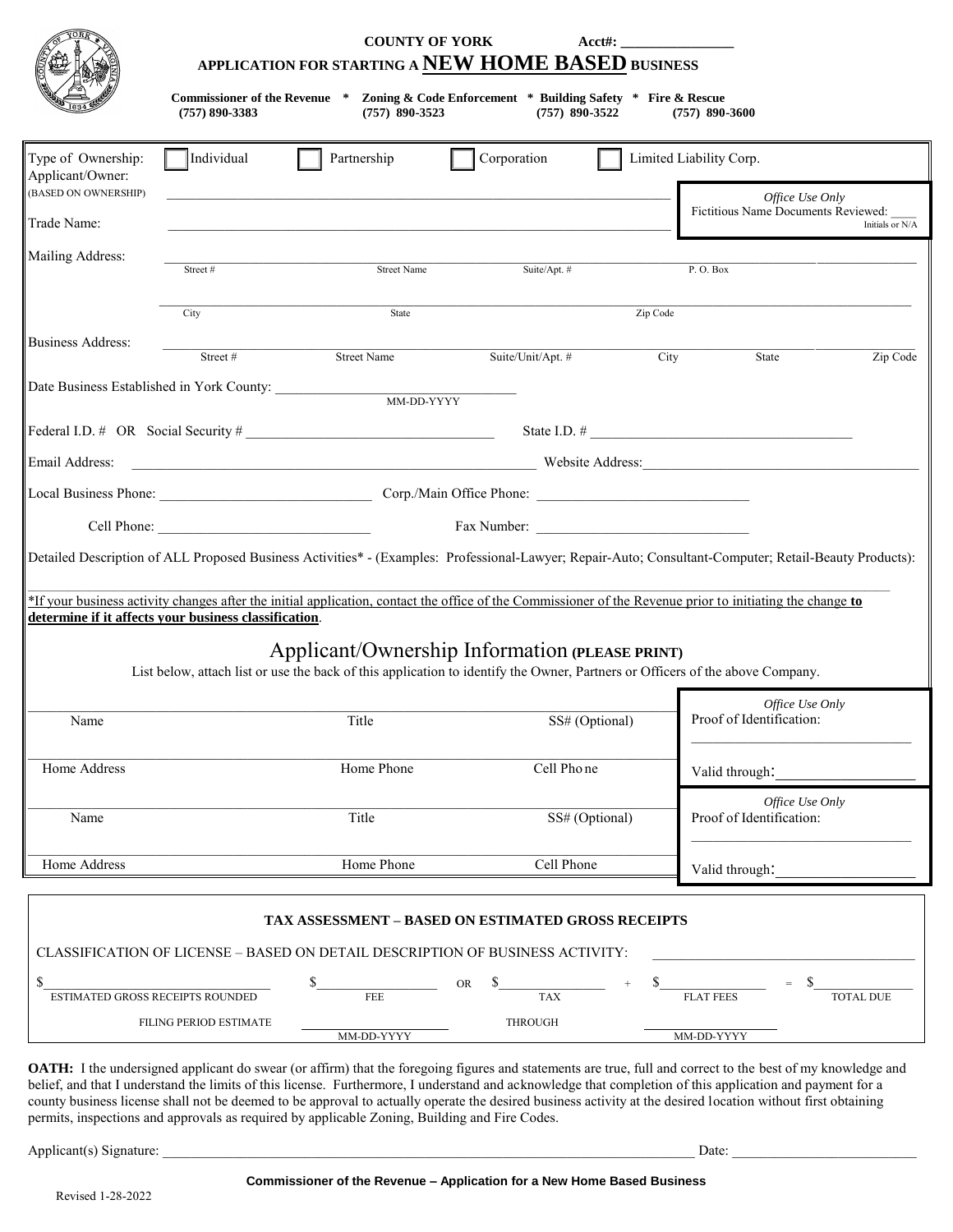# COUNTY OF YORK

Acct#: ________________

## APPLICATION FOR STARTING A NEW HOME BASED BUSINESS

**Commissioner of the Revenue** * **Zoning & Code Enforcement** * **Building Safety** * **Fire & Rescue**
**(757) 890-3383** **(757) 890-3523** **(757) 890-3522** **(757) 890-3600**

Type of Ownership: ☐ Individual ☐ Partnership ☐ Corporation ☐ Limited Liability Corp.

Applicant/Owner:
(BASED ON OWNERSHIP) ______________________________________________

*Office Use Only*
Fictitious Name Documents Reviewed: ____ Initials or N/A

Trade Name: ______________________________________________

Mailing Address: ______________________________________________
Street # | Street Name | Suite/Apt. # | P. O. Box

______________________________________________
City | State | Zip Code

Business Address: ______________________________________________
Street # | Street Name | Suite/Unit/Apt. # | City | State | Zip Code

Date Business Established in York County: ____________________ MM-DD-YYYY

Federal I.D. # OR Social Security # ____________________ State I.D. # ____________________

Email Address: ____________________ Website Address: ____________________

Local Business Phone: ____________________ Corp./Main Office Phone: ____________________

Cell Phone: ____________________ Fax Number: ____________________

Detailed Description of ALL Proposed Business Activities* - (Examples: Professional-Lawyer; Repair-Auto; Consultant-Computer; Retail-Beauty Products):

______________________________________________

*If your business activity changes after the initial application, contact the office of the Commissioner of the Revenue prior to initiating the change **to determine if it affects your business classification**.

## Applicant/Ownership Information (PLEASE PRINT)

List below, attach list or use the back of this application to identify the Owner, Partners or Officers of the above Company.

| Name | Title | SS# (Optional) | *Office Use Only* Proof of Identification: |
|---|---|---|---|
| Home Address | Home Phone | Cell Phone | Valid through: |
| Name | Title | SS# (Optional) | *Office Use Only* Proof of Identification: |
| Home Address | Home Phone | Cell Phone | Valid through: |

### TAX ASSESSMENT – BASED ON ESTIMATED GROSS RECEIPTS

CLASSIFICATION OF LICENSE – BASED ON DETAIL DESCRIPTION OF BUSINESS ACTIVITY: ____________________

$__________ ESTIMATED GROSS RECEIPTS ROUNDED | $__________ FEE OR $__________ TAX + $__________ FLAT FEES = $__________ TOTAL DUE

FILING PERIOD ESTIMATE __________ MM-DD-YYYY THROUGH __________ MM-DD-YYYY

**OATH:** I the undersigned applicant do swear (or affirm) that the foregoing figures and statements are true, full and correct to the best of my knowledge and belief, and that I understand the limits of this license. Furthermore, I understand and acknowledge that completion of this application and payment for a county business license shall not be deemed to be approval to actually operate the desired business activity at the desired location without first obtaining permits, inspections and approvals as required by applicable Zoning, Building and Fire Codes.

Applicant(s) Signature: ______________________________________________ Date: ____________________

**Commissioner of the Revenue – Application for a New Home Based Business**

Revised 1-28-2022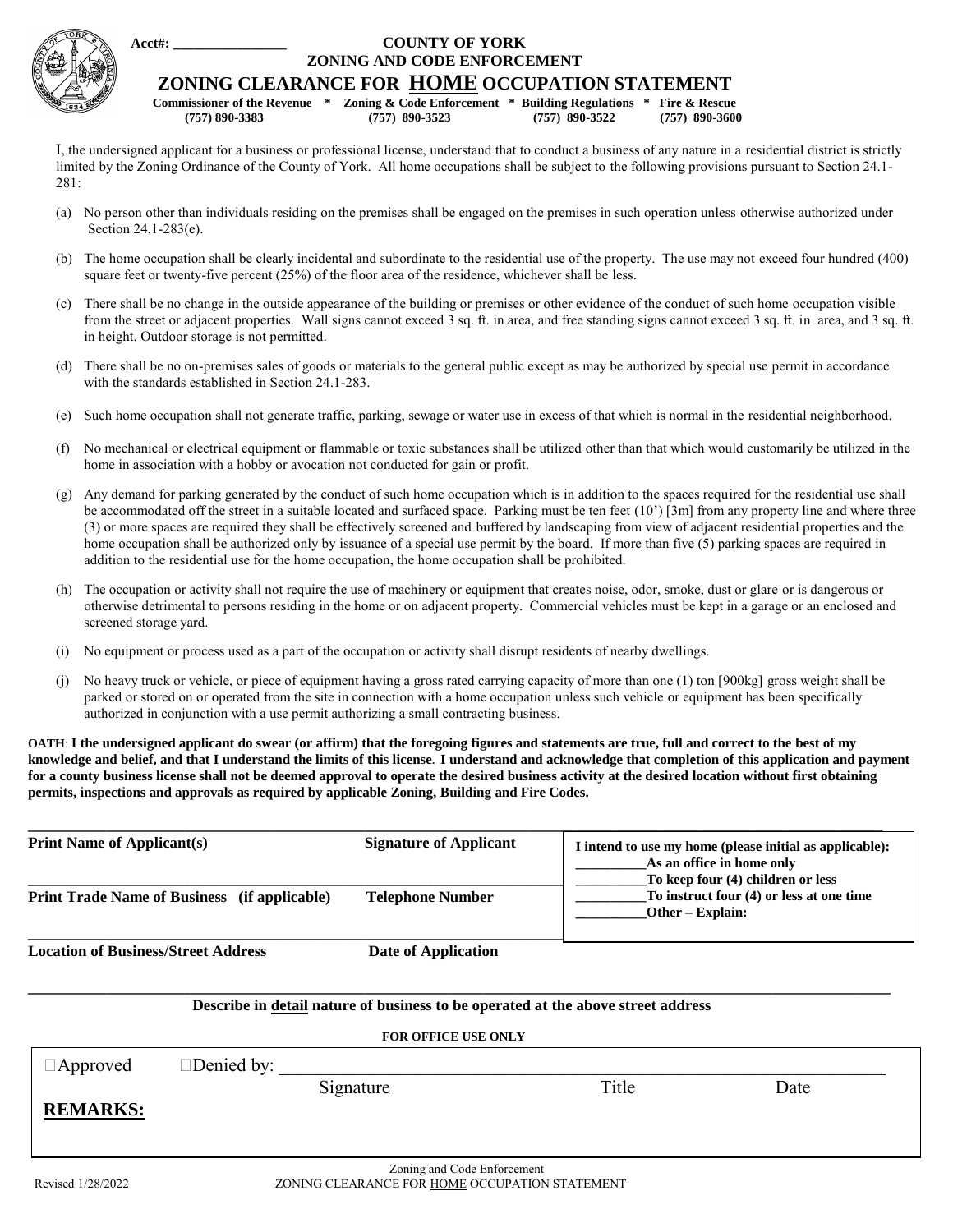Acct#: _______________

**COUNTY OF YORK**
**ZONING AND CODE ENFORCEMENT**

# ZONING CLEARANCE FOR HOME OCCUPATION STATEMENT

**Commissioner of the Revenue * Zoning & Code Enforcement * Building Regulations * Fire & Rescue**
**(757) 890-3383 (757) 890-3523 (757) 890-3522 (757) 890-3600**

I, the undersigned applicant for a business or professional license, understand that to conduct a business of any nature in a residential district is strictly limited by the Zoning Ordinance of the County of York. All home occupations shall be subject to the following provisions pursuant to Section 24.1-281:

(a) No person other than individuals residing on the premises shall be engaged on the premises in such operation unless otherwise authorized under Section 24.1-283(e).

(b) The home occupation shall be clearly incidental and subordinate to the residential use of the property. The use may not exceed four hundred (400) square feet or twenty-five percent (25%) of the floor area of the residence, whichever shall be less.

(c) There shall be no change in the outside appearance of the building or premises or other evidence of the conduct of such home occupation visible from the street or adjacent properties. Wall signs cannot exceed 3 sq. ft. in area, and free standing signs cannot exceed 3 sq. ft. in area, and 3 sq. ft. in height. Outdoor storage is not permitted.

(d) There shall be no on-premises sales of goods or materials to the general public except as may be authorized by special use permit in accordance with the standards established in Section 24.1-283.

(e) Such home occupation shall not generate traffic, parking, sewage or water use in excess of that which is normal in the residential neighborhood.

(f) No mechanical or electrical equipment or flammable or toxic substances shall be utilized other than that which would customarily be utilized in the home in association with a hobby or avocation not conducted for gain or profit.

(g) Any demand for parking generated by the conduct of such home occupation which is in addition to the spaces required for the residential use shall be accommodated off the street in a suitable located and surfaced space. Parking must be ten feet (10') [3m] from any property line and where three (3) or more spaces are required they shall be effectively screened and buffered by landscaping from view of adjacent residential properties and the home occupation shall be authorized only by issuance of a special use permit by the board. If more than five (5) parking spaces are required in addition to the residential use for the home occupation, the home occupation shall be prohibited.

(h) The occupation or activity shall not require the use of machinery or equipment that creates noise, odor, smoke, dust or glare or is dangerous or otherwise detrimental to persons residing in the home or on adjacent property. Commercial vehicles must be kept in a garage or an enclosed and screened storage yard.

(i) No equipment or process used as a part of the occupation or activity shall disrupt residents of nearby dwellings.

(j) No heavy truck or vehicle, or piece of equipment having a gross rated carrying capacity of more than one (1) ton [900kg] gross weight shall be parked or stored on or operated from the site in connection with a home occupation unless such vehicle or equipment has been specifically authorized in conjunction with a use permit authorizing a small contracting business.

**OATH**: **I the undersigned applicant do swear (or affirm) that the foregoing figures and statements are true, full and correct to the best of my knowledge and belief, and that I understand the limits of this license**. **I understand and acknowledge that completion of this application and payment for a county business license shall not be deemed approval to operate the desired business activity at the desired location without first obtaining permits, inspections and approvals as required by applicable Zoning, Building and Fire Codes.**

_______________________________________ _______________________________________
**Print Name of Applicant(s)** **Signature of Applicant**

_______________________________________ _______________________________________
**Print Trade Name of Business (if applicable)** **Telephone Number**

_______________________________________ _______________________________________
**Location of Business/Street Address** **Date of Application**

**I intend to use my home (please initial as applicable):**
__________**As an office in home only**
__________**To keep four (4) children or less**
__________**To instruct four (4) or less at one time**
__________**Other – Explain:**

_______________________________________________________________________________
**Describe in detail nature of business to be operated at the above street address**

**FOR OFFICE USE ONLY**

☐Approved ☐Denied by: _______________________________________________
Signature Title Date

**REMARKS:**

Revised 1/28/2022

Zoning and Code Enforcement
ZONING CLEARANCE FOR HOME OCCUPATION STATEMENT